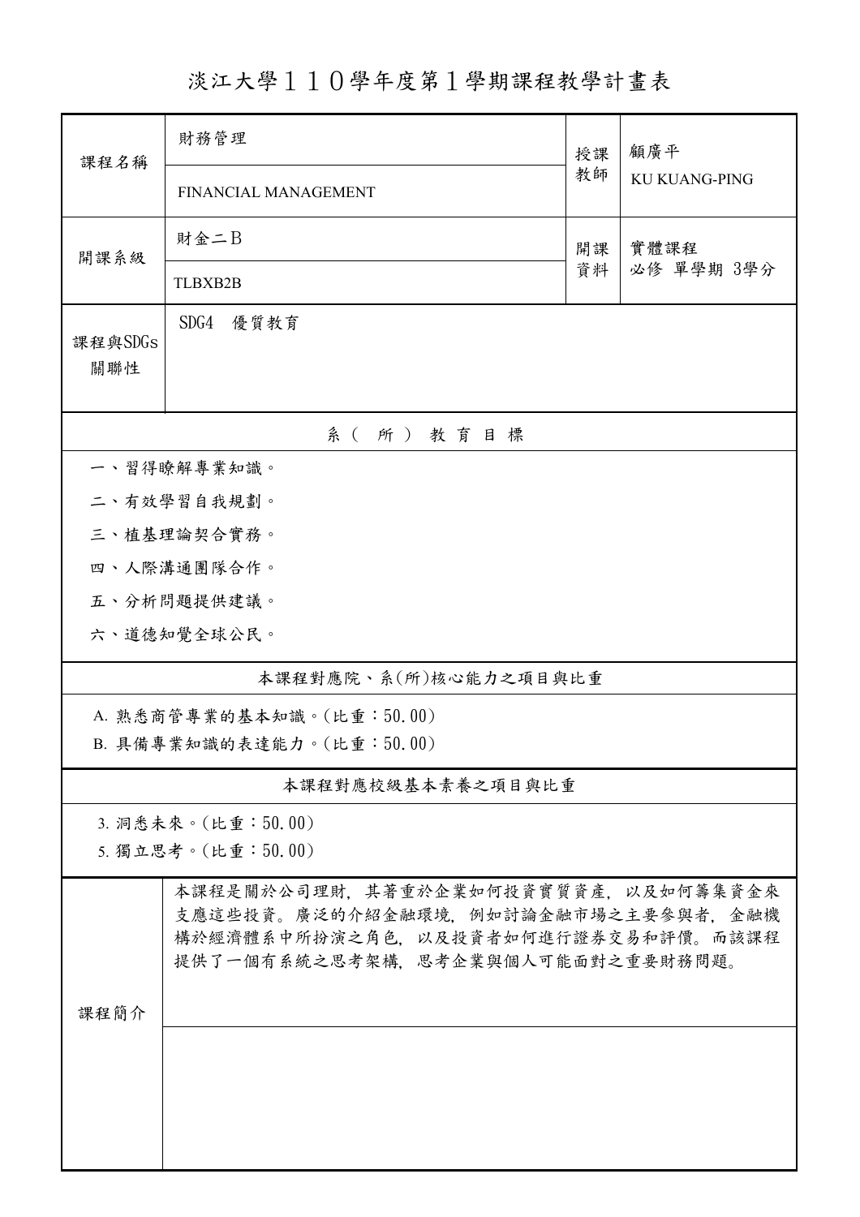# 淡江大學１１０學年度第１學期課程教學計畫表

| 課程名稱 | 財務管理<br>FINANCIAL MANAGEMENT | 授課教師 | 顧廣平<br>KU KUANG-PING |
|---|---|---|---|
| 開課系級 | 財金二Ｂ<br>TLBXB2B | 開課資料 | 實體課程<br>必修 單學期 3學分 |
| 課程與SDGs關聯性 | SDG4　優質教育 | | |

## 系（所）教育目標

一、習得瞭解專業知識。

二、有效學習自我規劃。

三、植基理論契合實務。

四、人際溝通團隊合作。

五、分析問題提供建議。

六、道德知覺全球公民。

## 本課程對應院、系(所)核心能力之項目與比重

A. 熟悉商管專業的基本知識。(比重：50.00)

B. 具備專業知識的表達能力。(比重：50.00)

## 本課程對應校級基本素養之項目與比重

3. 洞悉未來。(比重：50.00)

5. 獨立思考。(比重：50.00)

## 課程簡介

本課程是關於公司理財，其著重於企業如何投資實質資產，以及如何籌集資金來支應這些投資。廣泛的介紹金融環境，例如討論金融市場之主要參與者，金融機構於經濟體系中所扮演之角色，以及投資者如何進行證券交易和評價。而該課程提供了一個有系統之思考架構，思考企業與個人可能面對之重要財務問題。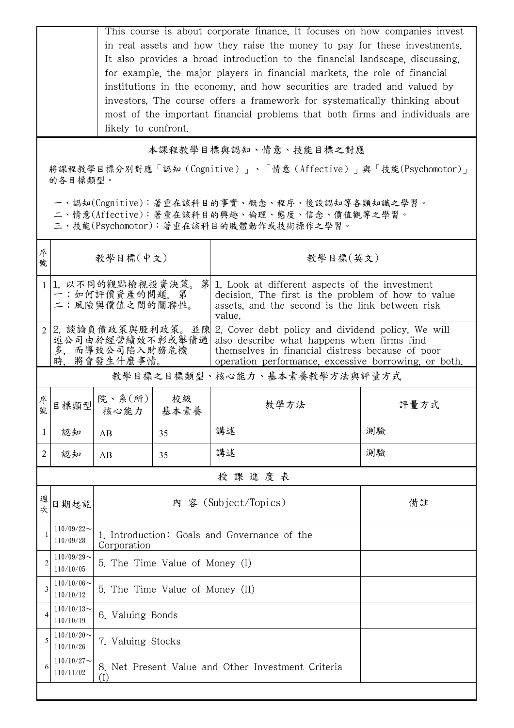| | |
|---|---|
| | This course is about corporate finance. It focuses on how companies invest in real assets and how they raise the money to pay for these investments. It also provides a broad introduction to the financial landscape, discussing, for example, the major players in financial markets, the role of financial institutions in the economy, and how securities are traded and valued by investors. The course offers a framework for systematically thinking about most of the important financial problems that both firms and individuals are likely to confront. |

## 本課程教學目標與認知、情意、技能目標之對應

將課程教學目標分別對應「認知（Cognitive）」、「情意（Affective）」與「技能(Psychomotor)」的各目標類型。

一、認知(Cognitive)：著重在該科目的事實、概念、程序、後設認知等各類知識之學習。
二、情意(Affective)：著重在該科目的興趣、倫理、態度、信念、價值觀等之學習。
三、技能(Psychomotor)：著重在該科目的肢體動作或技術操作之學習。

| 序號 | 教學目標(中文) | 教學目標(英文) |
|---|---|---|
| 1 | 1. 以不同的觀點檢視投資決策。 第一：如何評價資產的問題, 第二：風險與價值之間的關聯性。 | 1. Look at different aspects of the investment decision. The first is the problem of how to value assets, and the second is the link between risk and value. |
| 2 | 2. 談論負債政策與股利政策。 並陳述公司由於經營績效不彰或舉債過多, 而導致公司陷入財務危機時, 將會發生什麼事情。 | 2. Cover debt policy and dividend policy. We will also describe what happens when firms find themselves in financial distress because of poor operation performance, excessive borrowing, or both. |

## 教學目標之目標類型、核心能力、基本素養教學方法與評量方式

| 序號 | 目標類型 | 院、系(所)核心能力 | 校級基本素養 | 教學方法 | 評量方式 |
|---|---|---|---|---|---|
| 1 | 認知 | AB | 35 | 講述 | 測驗 |
| 2 | 認知 | AB | 35 | 講述 | 測驗 |

## 授 課 進 度 表

| 週次 | 日期起訖 | 內 容 (Subject/Topics) | 備註 |
|---|---|---|---|
| 1 | 110/09/22～110/09/28 | 1. Introduction: Goals and Governance of the Corporation | |
| 2 | 110/09/29～110/10/05 | 5. The Time Value of Money (I) | |
| 3 | 110/10/06～110/10/12 | 5. The Time Value of Money (II) | |
| 4 | 110/10/13～110/10/19 | 6. Valuing Bonds | |
| 5 | 110/10/20～110/10/26 | 7. Valuing Stocks | |
| 6 | 110/10/27～110/11/02 | 8. Net Present Value and Other Investment Criteria (I) | |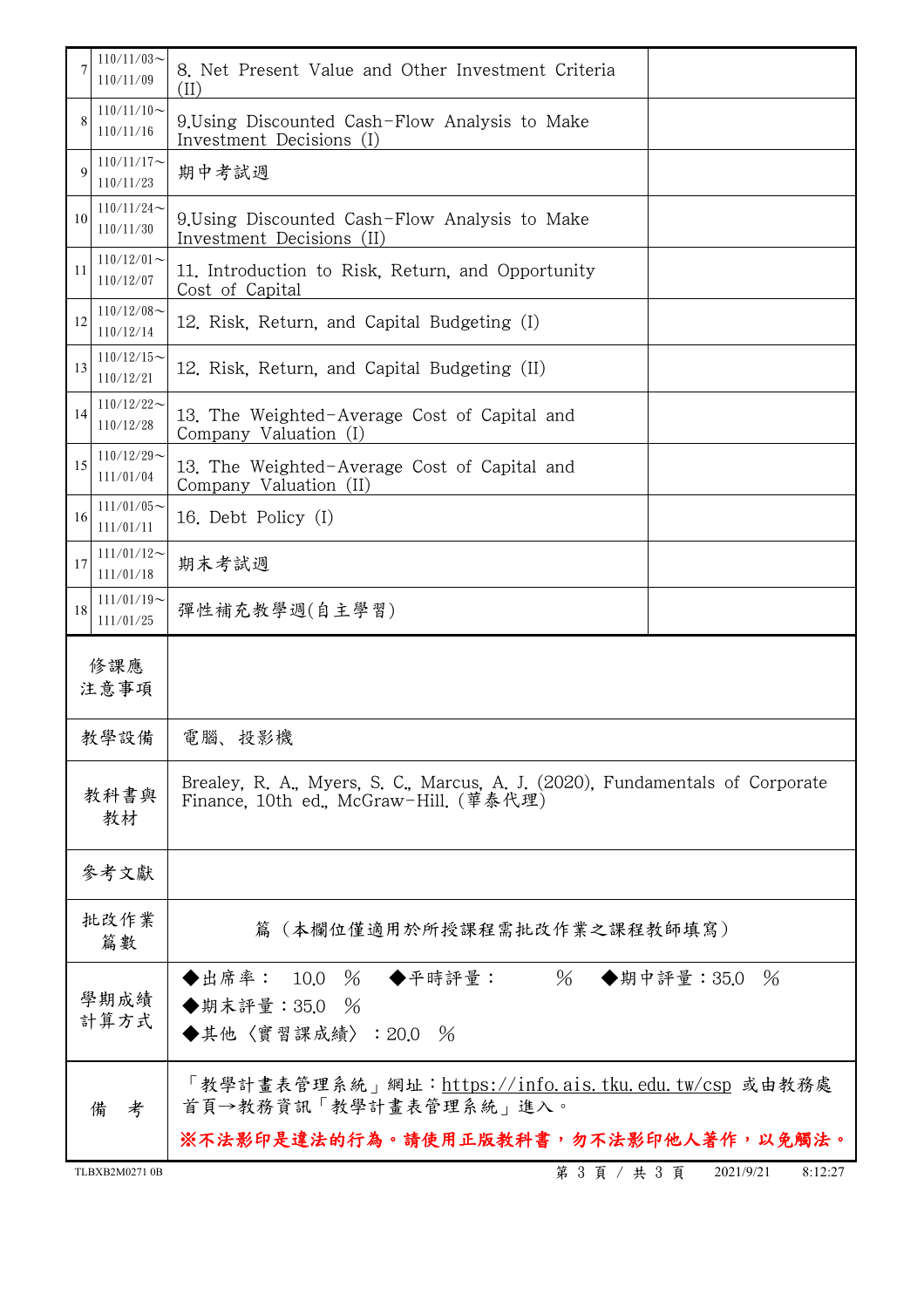| | | | |
|---|---|---|---|
| 7 | 110/11/03～<br>110/11/09 | 8. Net Present Value and Other Investment Criteria (II) | |
| 8 | 110/11/10～<br>110/11/16 | 9.Using Discounted Cash-Flow Analysis to Make Investment Decisions (I) | |
| 9 | 110/11/17～<br>110/11/23 | 期中考試週 | |
| 10 | 110/11/24～<br>110/11/30 | 9.Using Discounted Cash-Flow Analysis to Make Investment Decisions (II) | |
| 11 | 110/12/01～<br>110/12/07 | 11. Introduction to Risk, Return, and Opportunity Cost of Capital | |
| 12 | 110/12/08～<br>110/12/14 | 12. Risk, Return, and Capital Budgeting (I) | |
| 13 | 110/12/15～<br>110/12/21 | 12. Risk, Return, and Capital Budgeting (II) | |
| 14 | 110/12/22～<br>110/12/28 | 13. The Weighted-Average Cost of Capital and Company Valuation (I) | |
| 15 | 110/12/29～<br>111/01/04 | 13. The Weighted-Average Cost of Capital and Company Valuation (II) | |
| 16 | 111/01/05～<br>111/01/11 | 16. Debt Policy (I) | |
| 17 | 111/01/12～<br>111/01/18 | 期末考試週 | |
| 18 | 111/01/19～<br>111/01/25 | 彈性補充教學週(自主學習) | |

| | |
|---|---|
| 修課應注意事項 | |
| 教學設備 | 電腦、投影機 |
| 教科書與教材 | Brealey, R. A., Myers, S. C., Marcus, A. J. (2020), Fundamentals of Corporate Finance, 10th ed., McGraw-Hill. (華泰代理) |
| 參考文獻 | |
| 批改作業篇數 | 篇（本欄位僅適用於所授課程需批改作業之課程教師填寫） |
| 學期成績計算方式 | ◆出席率： 10.0 ％ ◆平時評量： ％ ◆期中評量：35.0 ％<br>◆期末評量：35.0 ％<br>◆其他〈實習課成績〉 ：20.0 ％ |
| 備　考 | 「教學計畫表管理系統」網址：https://info.ais.tku.edu.tw/csp 或由教務處首頁→教務資訊「教學計畫表管理系統」進入。<br>**※不法影印是違法的行為。請使用正版教科書，勿不法影印他人著作，以免觸法。** |

TLBXB2M0271 0B　　2021/9/21　8:12:27